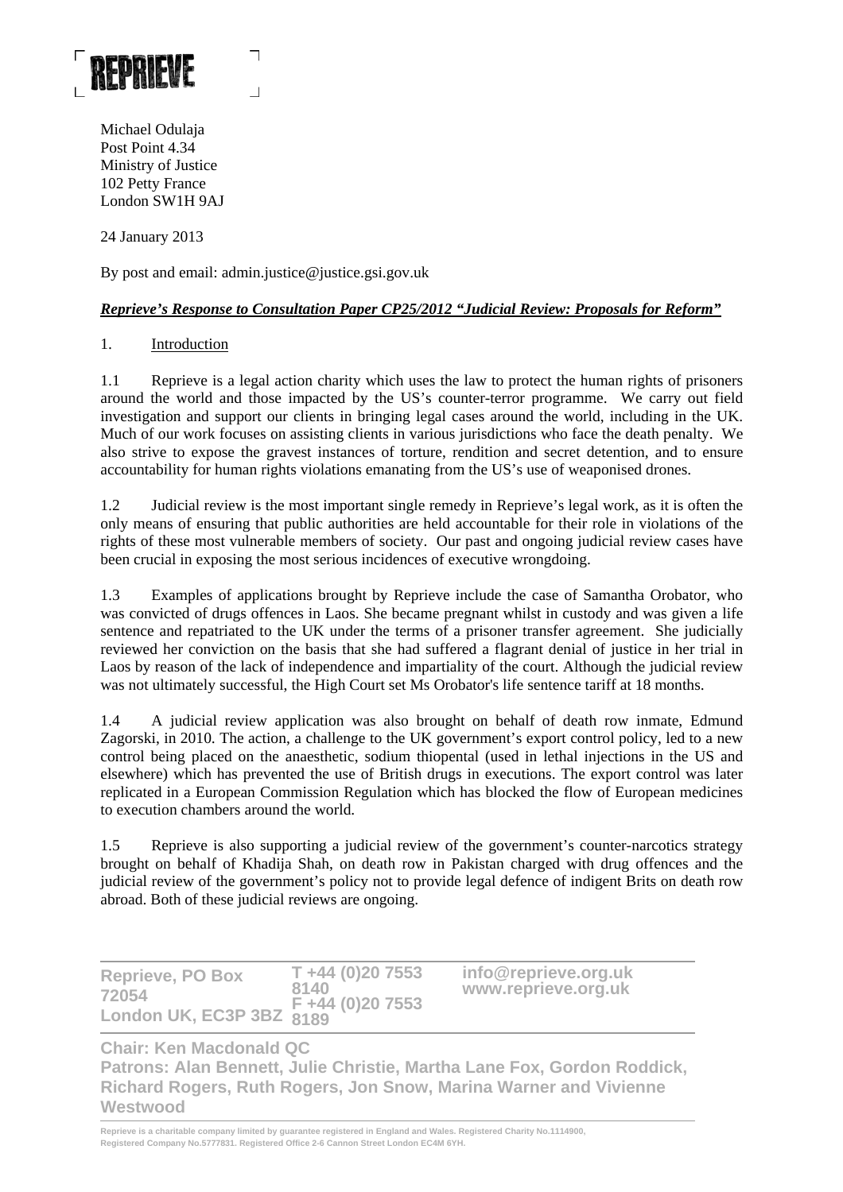REPRIEVE

Michael Odulaja
Post Point 4.34
Ministry of Justice
102 Petty France
London SW1H 9AJ

24 January 2013

By post and email: admin.justice@justice.gsi.gov.uk

***Reprieve's Response to Consultation Paper CP25/2012 "Judicial Review: Proposals for Reform"***

## 1. Introduction

1.1 Reprieve is a legal action charity which uses the law to protect the human rights of prisoners around the world and those impacted by the US's counter-terror programme. We carry out field investigation and support our clients in bringing legal cases around the world, including in the UK. Much of our work focuses on assisting clients in various jurisdictions who face the death penalty. We also strive to expose the gravest instances of torture, rendition and secret detention, and to ensure accountability for human rights violations emanating from the US's use of weaponised drones.

1.2 Judicial review is the most important single remedy in Reprieve's legal work, as it is often the only means of ensuring that public authorities are held accountable for their role in violations of the rights of these most vulnerable members of society. Our past and ongoing judicial review cases have been crucial in exposing the most serious incidences of executive wrongdoing.

1.3 Examples of applications brought by Reprieve include the case of Samantha Orobator, who was convicted of drugs offences in Laos. She became pregnant whilst in custody and was given a life sentence and repatriated to the UK under the terms of a prisoner transfer agreement. She judicially reviewed her conviction on the basis that she had suffered a flagrant denial of justice in her trial in Laos by reason of the lack of independence and impartiality of the court. Although the judicial review was not ultimately successful, the High Court set Ms Orobator's life sentence tariff at 18 months.

1.4 A judicial review application was also brought on behalf of death row inmate, Edmund Zagorski, in 2010. The action, a challenge to the UK government's export control policy, led to a new control being placed on the anaesthetic, sodium thiopental (used in lethal injections in the US and elsewhere) which has prevented the use of British drugs in executions. The export control was later replicated in a European Commission Regulation which has blocked the flow of European medicines to execution chambers around the world.

1.5 Reprieve is also supporting a judicial review of the government's counter-narcotics strategy brought on behalf of Khadija Shah, on death row in Pakistan charged with drug offences and the judicial review of the government's policy not to provide legal defence of indigent Brits on death row abroad. Both of these judicial reviews are ongoing.

**Reprieve, PO Box 72054 London UK, EC3P 3BZ** | **T +44 (0)20 7553 8140 F +44 (0)20 7553 8189** | **info@reprieve.org.uk www.reprieve.org.uk**

**Chair: Ken Macdonald QC**
**Patrons: Alan Bennett, Julie Christie, Martha Lane Fox, Gordon Roddick, Richard Rogers, Ruth Rogers, Jon Snow, Marina Warner and Vivienne Westwood**

Reprieve is a charitable company limited by guarantee registered in England and Wales. Registered Charity No.1114900, Registered Company No.5777831. Registered Office 2-6 Cannon Street London EC4M 6YH.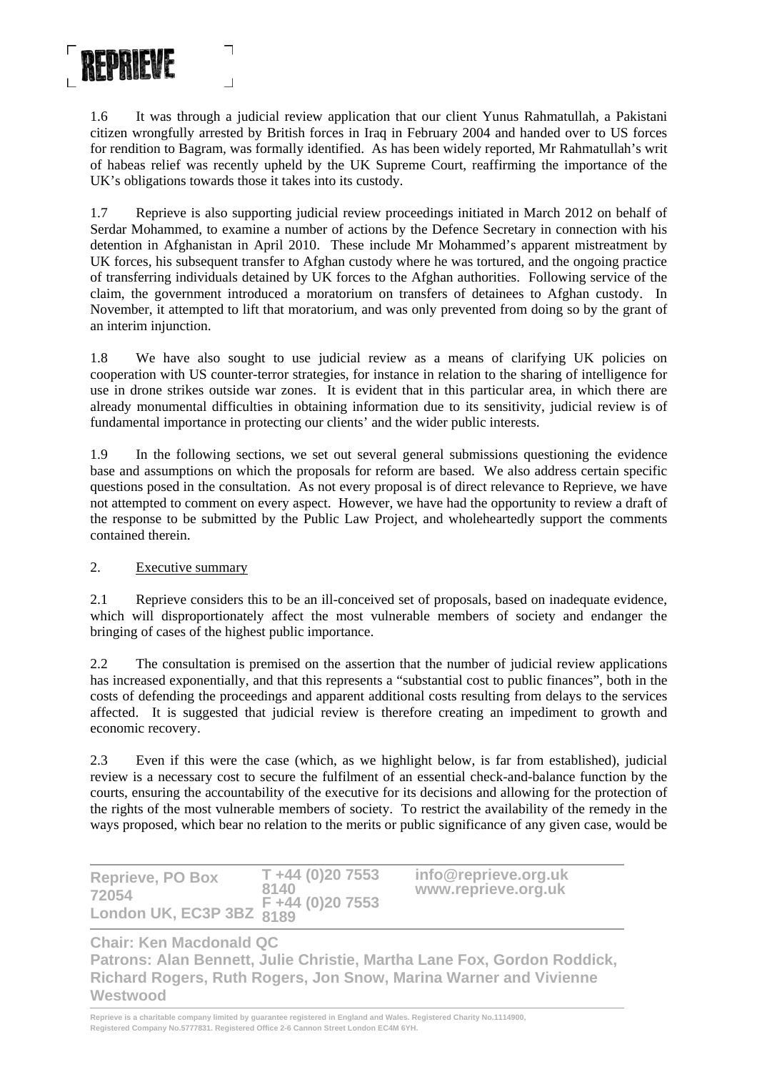1.6 It was through a judicial review application that our client Yunus Rahmatullah, a Pakistani citizen wrongfully arrested by British forces in Iraq in February 2004 and handed over to US forces for rendition to Bagram, was formally identified. As has been widely reported, Mr Rahmatullah's writ of habeas relief was recently upheld by the UK Supreme Court, reaffirming the importance of the UK's obligations towards those it takes into its custody.

1.7 Reprieve is also supporting judicial review proceedings initiated in March 2012 on behalf of Serdar Mohammed, to examine a number of actions by the Defence Secretary in connection with his detention in Afghanistan in April 2010. These include Mr Mohammed's apparent mistreatment by UK forces, his subsequent transfer to Afghan custody where he was tortured, and the ongoing practice of transferring individuals detained by UK forces to the Afghan authorities. Following service of the claim, the government introduced a moratorium on transfers of detainees to Afghan custody. In November, it attempted to lift that moratorium, and was only prevented from doing so by the grant of an interim injunction.

1.8 We have also sought to use judicial review as a means of clarifying UK policies on cooperation with US counter-terror strategies, for instance in relation to the sharing of intelligence for use in drone strikes outside war zones. It is evident that in this particular area, in which there are already monumental difficulties in obtaining information due to its sensitivity, judicial review is of fundamental importance in protecting our clients' and the wider public interests.

1.9 In the following sections, we set out several general submissions questioning the evidence base and assumptions on which the proposals for reform are based. We also address certain specific questions posed in the consultation. As not every proposal is of direct relevance to Reprieve, we have not attempted to comment on every aspect. However, we have had the opportunity to review a draft of the response to be submitted by the Public Law Project, and wholeheartedly support the comments contained therein.

## 2. Executive summary

2.1 Reprieve considers this to be an ill-conceived set of proposals, based on inadequate evidence, which will disproportionately affect the most vulnerable members of society and endanger the bringing of cases of the highest public importance.

2.2 The consultation is premised on the assertion that the number of judicial review applications has increased exponentially, and that this represents a "substantial cost to public finances", both in the costs of defending the proceedings and apparent additional costs resulting from delays to the services affected. It is suggested that judicial review is therefore creating an impediment to growth and economic recovery.

2.3 Even if this were the case (which, as we highlight below, is far from established), judicial review is a necessary cost to secure the fulfilment of an essential check-and-balance function by the courts, ensuring the accountability of the executive for its decisions and allowing for the protection of the rights of the most vulnerable members of society. To restrict the availability of the remedy in the ways proposed, which bear no relation to the merits or public significance of any given case, would be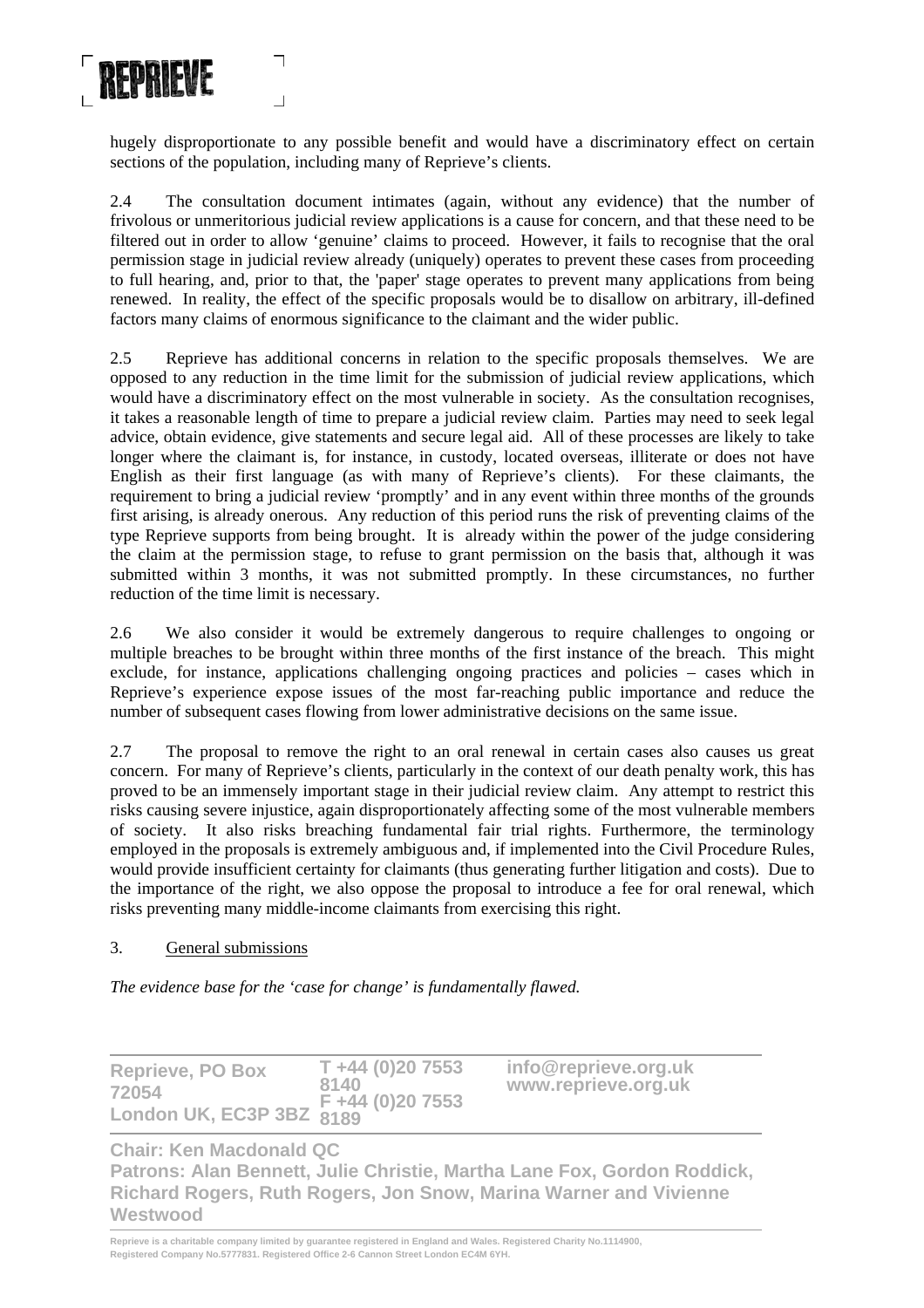hugely disproportionate to any possible benefit and would have a discriminatory effect on certain sections of the population, including many of Reprieve's clients.

2.4 The consultation document intimates (again, without any evidence) that the number of frivolous or unmeritorious judicial review applications is a cause for concern, and that these need to be filtered out in order to allow 'genuine' claims to proceed. However, it fails to recognise that the oral permission stage in judicial review already (uniquely) operates to prevent these cases from proceeding to full hearing, and, prior to that, the 'paper' stage operates to prevent many applications from being renewed. In reality, the effect of the specific proposals would be to disallow on arbitrary, ill-defined factors many claims of enormous significance to the claimant and the wider public.

2.5 Reprieve has additional concerns in relation to the specific proposals themselves. We are opposed to any reduction in the time limit for the submission of judicial review applications, which would have a discriminatory effect on the most vulnerable in society. As the consultation recognises, it takes a reasonable length of time to prepare a judicial review claim. Parties may need to seek legal advice, obtain evidence, give statements and secure legal aid. All of these processes are likely to take longer where the claimant is, for instance, in custody, located overseas, illiterate or does not have English as their first language (as with many of Reprieve's clients). For these claimants, the requirement to bring a judicial review 'promptly' and in any event within three months of the grounds first arising, is already onerous. Any reduction of this period runs the risk of preventing claims of the type Reprieve supports from being brought. It is already within the power of the judge considering the claim at the permission stage, to refuse to grant permission on the basis that, although it was submitted within 3 months, it was not submitted promptly. In these circumstances, no further reduction of the time limit is necessary.

2.6 We also consider it would be extremely dangerous to require challenges to ongoing or multiple breaches to be brought within three months of the first instance of the breach. This might exclude, for instance, applications challenging ongoing practices and policies – cases which in Reprieve's experience expose issues of the most far-reaching public importance and reduce the number of subsequent cases flowing from lower administrative decisions on the same issue.

2.7 The proposal to remove the right to an oral renewal in certain cases also causes us great concern. For many of Reprieve's clients, particularly in the context of our death penalty work, this has proved to be an immensely important stage in their judicial review claim. Any attempt to restrict this risks causing severe injustice, again disproportionately affecting some of the most vulnerable members of society. It also risks breaching fundamental fair trial rights. Furthermore, the terminology employed in the proposals is extremely ambiguous and, if implemented into the Civil Procedure Rules, would provide insufficient certainty for claimants (thus generating further litigation and costs). Due to the importance of the right, we also oppose the proposal to introduce a fee for oral renewal, which risks preventing many middle-income claimants from exercising this right.

3. General submissions

*The evidence base for the 'case for change' is fundamentally flawed.*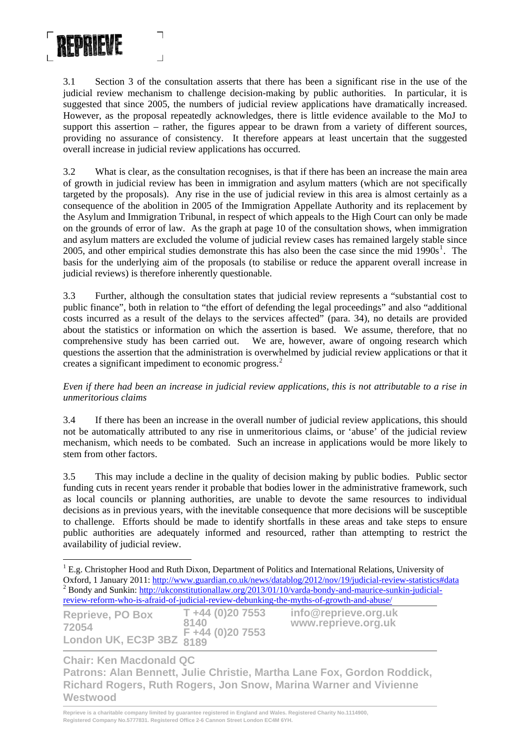3.1 Section 3 of the consultation asserts that there has been a significant rise in the use of the judicial review mechanism to challenge decision-making by public authorities. In particular, it is suggested that since 2005, the numbers of judicial review applications have dramatically increased. However, as the proposal repeatedly acknowledges, there is little evidence available to the MoJ to support this assertion – rather, the figures appear to be drawn from a variety of different sources, providing no assurance of consistency. It therefore appears at least uncertain that the suggested overall increase in judicial review applications has occurred.

3.2 What is clear, as the consultation recognises, is that if there has been an increase the main area of growth in judicial review has been in immigration and asylum matters (which are not specifically targeted by the proposals). Any rise in the use of judicial review in this area is almost certainly as a consequence of the abolition in 2005 of the Immigration Appellate Authority and its replacement by the Asylum and Immigration Tribunal, in respect of which appeals to the High Court can only be made on the grounds of error of law. As the graph at page 10 of the consultation shows, when immigration and asylum matters are excluded the volume of judicial review cases has remained largely stable since 2005, and other empirical studies demonstrate this has also been the case since the mid 1990s[1]. The basis for the underlying aim of the proposals (to stabilise or reduce the apparent overall increase in judicial reviews) is therefore inherently questionable.

3.3 Further, although the consultation states that judicial review represents a "substantial cost to public finance", both in relation to "the effort of defending the legal proceedings" and also "additional costs incurred as a result of the delays to the services affected" (para. 34), no details are provided about the statistics or information on which the assertion is based. We assume, therefore, that no comprehensive study has been carried out. We are, however, aware of ongoing research which questions the assertion that the administration is overwhelmed by judicial review applications or that it creates a significant impediment to economic progress.[2]

*Even if there had been an increase in judicial review applications, this is not attributable to a rise in unmeritorious claims*

3.4 If there has been an increase in the overall number of judicial review applications, this should not be automatically attributed to any rise in unmeritorious claims, or 'abuse' of the judicial review mechanism, which needs to be combated. Such an increase in applications would be more likely to stem from other factors.

3.5 This may include a decline in the quality of decision making by public bodies. Public sector funding cuts in recent years render it probable that bodies lower in the administrative framework, such as local councils or planning authorities, are unable to devote the same resources to individual decisions as in previous years, with the inevitable consequence that more decisions will be susceptible to challenge. Efforts should be made to identify shortfalls in these areas and take steps to ensure public authorities are adequately informed and resourced, rather than attempting to restrict the availability of judicial review.

---

[1] E.g. Christopher Hood and Ruth Dixon, Department of Politics and International Relations, University of Oxford, 1 January 2011: http://www.guardian.co.uk/news/datablog/2012/nov/19/judicial-review-statistics#data

[2] Bondy and Sunkin: http://ukconstitutionallaw.org/2013/01/10/varda-bondy-and-maurice-sunkin-judicial-review-reform-who-is-afraid-of-judicial-review-debunking-the-myths-of-growth-and-abuse/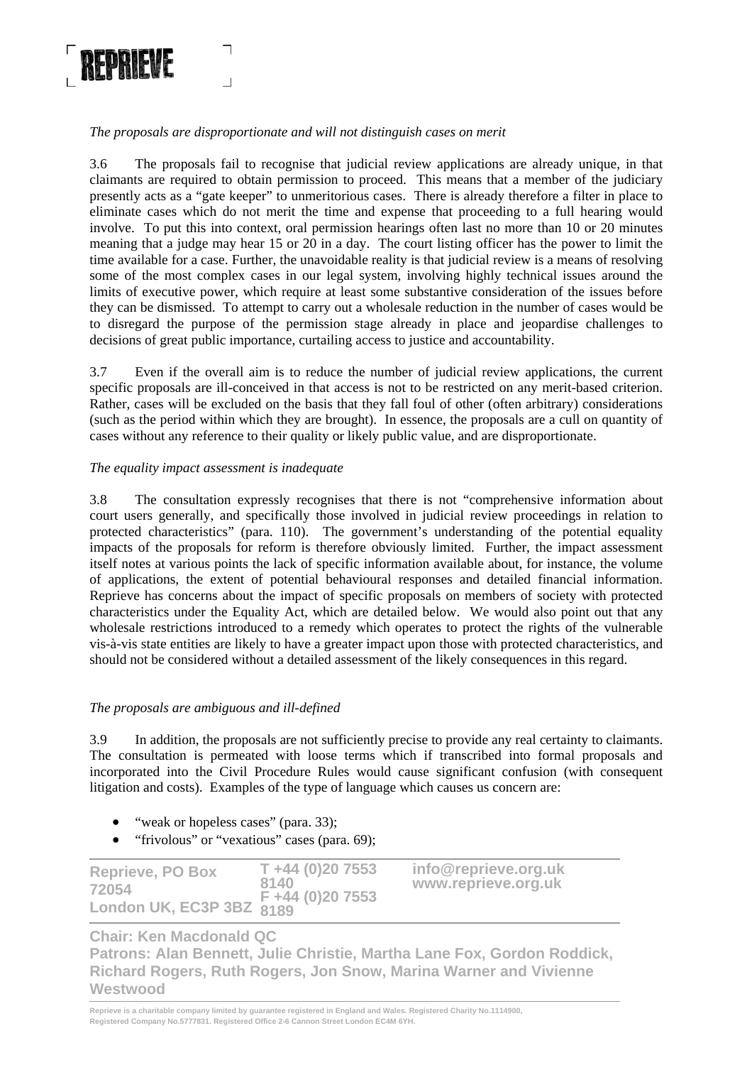*The proposals are disproportionate and will not distinguish cases on merit*

3.6 The proposals fail to recognise that judicial review applications are already unique, in that claimants are required to obtain permission to proceed. This means that a member of the judiciary presently acts as a "gate keeper" to unmeritorious cases. There is already therefore a filter in place to eliminate cases which do not merit the time and expense that proceeding to a full hearing would involve. To put this into context, oral permission hearings often last no more than 10 or 20 minutes meaning that a judge may hear 15 or 20 in a day. The court listing officer has the power to limit the time available for a case. Further, the unavoidable reality is that judicial review is a means of resolving some of the most complex cases in our legal system, involving highly technical issues around the limits of executive power, which require at least some substantive consideration of the issues before they can be dismissed. To attempt to carry out a wholesale reduction in the number of cases would be to disregard the purpose of the permission stage already in place and jeopardise challenges to decisions of great public importance, curtailing access to justice and accountability.

3.7 Even if the overall aim is to reduce the number of judicial review applications, the current specific proposals are ill-conceived in that access is not to be restricted on any merit-based criterion. Rather, cases will be excluded on the basis that they fall foul of other (often arbitrary) considerations (such as the period within which they are brought). In essence, the proposals are a cull on quantity of cases without any reference to their quality or likely public value, and are disproportionate.

*The equality impact assessment is inadequate*

3.8 The consultation expressly recognises that there is not "comprehensive information about court users generally, and specifically those involved in judicial review proceedings in relation to protected characteristics" (para. 110). The government's understanding of the potential equality impacts of the proposals for reform is therefore obviously limited. Further, the impact assessment itself notes at various points the lack of specific information available about, for instance, the volume of applications, the extent of potential behavioural responses and detailed financial information. Reprieve has concerns about the impact of specific proposals on members of society with protected characteristics under the Equality Act, which are detailed below. We would also point out that any wholesale restrictions introduced to a remedy which operates to protect the rights of the vulnerable vis-à-vis state entities are likely to have a greater impact upon those with protected characteristics, and should not be considered without a detailed assessment of the likely consequences in this regard.

*The proposals are ambiguous and ill-defined*

3.9 In addition, the proposals are not sufficiently precise to provide any real certainty to claimants. The consultation is permeated with loose terms which if transcribed into formal proposals and incorporated into the Civil Procedure Rules would cause significant confusion (with consequent litigation and costs). Examples of the type of language which causes us concern are:

- "weak or hopeless cases" (para. 33);
- "frivolous" or "vexatious" cases (para. 69);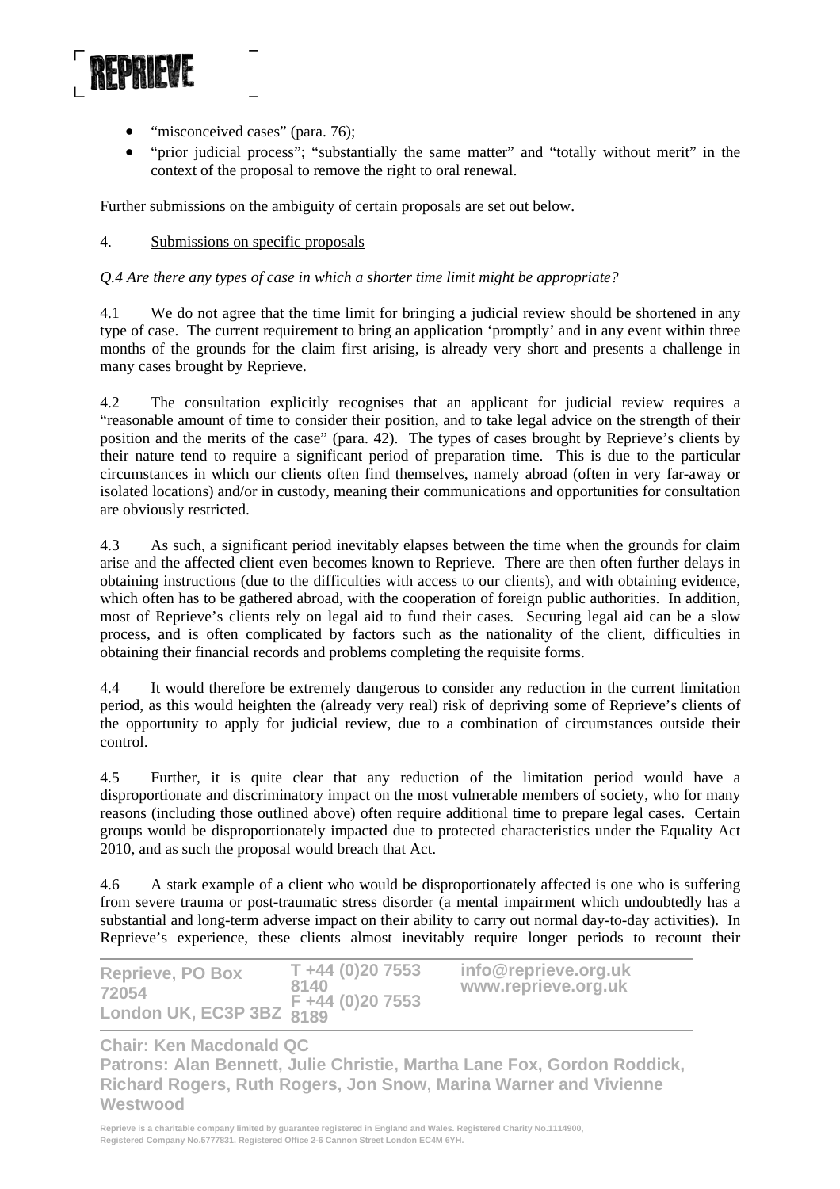- "misconceived cases" (para. 76);
- "prior judicial process"; "substantially the same matter" and "totally without merit" in the context of the proposal to remove the right to oral renewal.

Further submissions on the ambiguity of certain proposals are set out below.

4. Submissions on specific proposals

*Q.4 Are there any types of case in which a shorter time limit might be appropriate?*

4.1 We do not agree that the time limit for bringing a judicial review should be shortened in any type of case. The current requirement to bring an application 'promptly' and in any event within three months of the grounds for the claim first arising, is already very short and presents a challenge in many cases brought by Reprieve.

4.2 The consultation explicitly recognises that an applicant for judicial review requires a "reasonable amount of time to consider their position, and to take legal advice on the strength of their position and the merits of the case" (para. 42). The types of cases brought by Reprieve's clients by their nature tend to require a significant period of preparation time. This is due to the particular circumstances in which our clients often find themselves, namely abroad (often in very far-away or isolated locations) and/or in custody, meaning their communications and opportunities for consultation are obviously restricted.

4.3 As such, a significant period inevitably elapses between the time when the grounds for claim arise and the affected client even becomes known to Reprieve. There are then often further delays in obtaining instructions (due to the difficulties with access to our clients), and with obtaining evidence, which often has to be gathered abroad, with the cooperation of foreign public authorities. In addition, most of Reprieve's clients rely on legal aid to fund their cases. Securing legal aid can be a slow process, and is often complicated by factors such as the nationality of the client, difficulties in obtaining their financial records and problems completing the requisite forms.

4.4 It would therefore be extremely dangerous to consider any reduction in the current limitation period, as this would heighten the (already very real) risk of depriving some of Reprieve's clients of the opportunity to apply for judicial review, due to a combination of circumstances outside their control.

4.5 Further, it is quite clear that any reduction of the limitation period would have a disproportionate and discriminatory impact on the most vulnerable members of society, who for many reasons (including those outlined above) often require additional time to prepare legal cases. Certain groups would be disproportionately impacted due to protected characteristics under the Equality Act 2010, and as such the proposal would breach that Act.

4.6 A stark example of a client who would be disproportionately affected is one who is suffering from severe trauma or post-traumatic stress disorder (a mental impairment which undoubtedly has a substantial and long-term adverse impact on their ability to carry out normal day-to-day activities). In Reprieve's experience, these clients almost inevitably require longer periods to recount their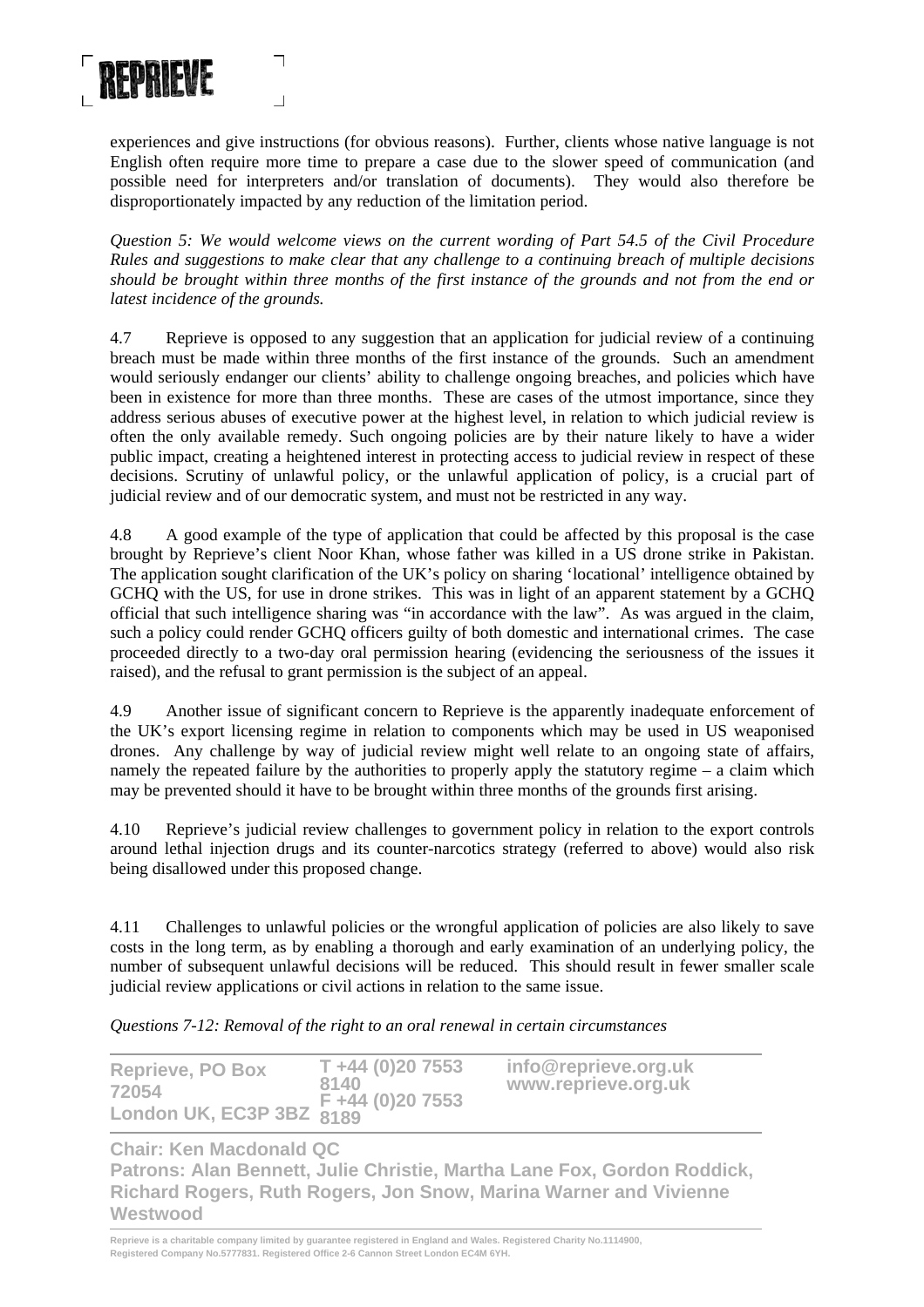experiences and give instructions (for obvious reasons). Further, clients whose native language is not English often require more time to prepare a case due to the slower speed of communication (and possible need for interpreters and/or translation of documents). They would also therefore be disproportionately impacted by any reduction of the limitation period.

*Question 5: We would welcome views on the current wording of Part 54.5 of the Civil Procedure Rules and suggestions to make clear that any challenge to a continuing breach of multiple decisions should be brought within three months of the first instance of the grounds and not from the end or latest incidence of the grounds.*

4.7 Reprieve is opposed to any suggestion that an application for judicial review of a continuing breach must be made within three months of the first instance of the grounds. Such an amendment would seriously endanger our clients' ability to challenge ongoing breaches, and policies which have been in existence for more than three months. These are cases of the utmost importance, since they address serious abuses of executive power at the highest level, in relation to which judicial review is often the only available remedy. Such ongoing policies are by their nature likely to have a wider public impact, creating a heightened interest in protecting access to judicial review in respect of these decisions. Scrutiny of unlawful policy, or the unlawful application of policy, is a crucial part of judicial review and of our democratic system, and must not be restricted in any way.

4.8 A good example of the type of application that could be affected by this proposal is the case brought by Reprieve's client Noor Khan, whose father was killed in a US drone strike in Pakistan. The application sought clarification of the UK's policy on sharing 'locational' intelligence obtained by GCHQ with the US, for use in drone strikes. This was in light of an apparent statement by a GCHQ official that such intelligence sharing was "in accordance with the law". As was argued in the claim, such a policy could render GCHQ officers guilty of both domestic and international crimes. The case proceeded directly to a two-day oral permission hearing (evidencing the seriousness of the issues it raised), and the refusal to grant permission is the subject of an appeal.

4.9 Another issue of significant concern to Reprieve is the apparently inadequate enforcement of the UK's export licensing regime in relation to components which may be used in US weaponised drones. Any challenge by way of judicial review might well relate to an ongoing state of affairs, namely the repeated failure by the authorities to properly apply the statutory regime – a claim which may be prevented should it have to be brought within three months of the grounds first arising.

4.10 Reprieve's judicial review challenges to government policy in relation to the export controls around lethal injection drugs and its counter-narcotics strategy (referred to above) would also risk being disallowed under this proposed change.

4.11 Challenges to unlawful policies or the wrongful application of policies are also likely to save costs in the long term, as by enabling a thorough and early examination of an underlying policy, the number of subsequent unlawful decisions will be reduced. This should result in fewer smaller scale judicial review applications or civil actions in relation to the same issue.

*Questions 7-12: Removal of the right to an oral renewal in certain circumstances*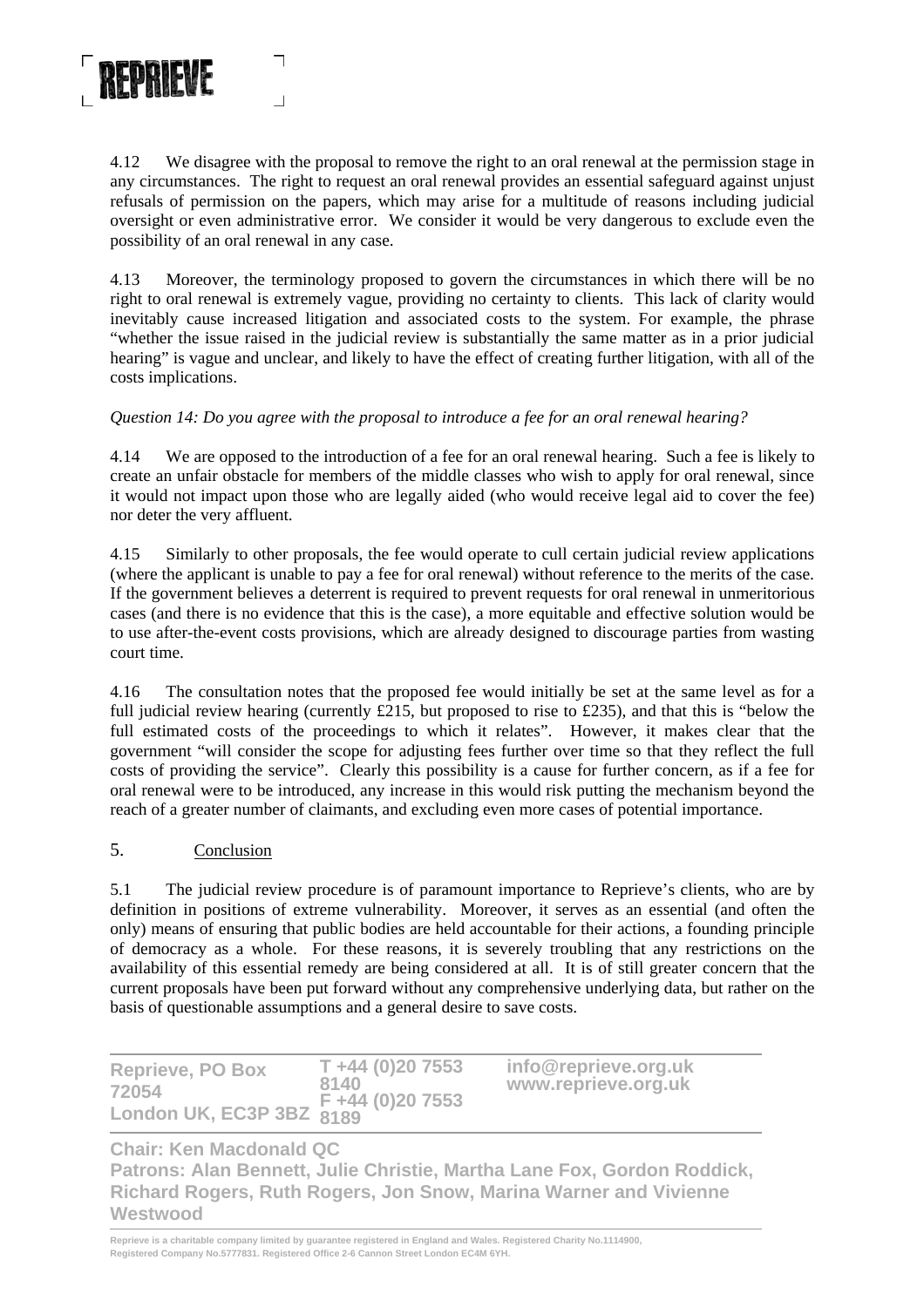4.12 We disagree with the proposal to remove the right to an oral renewal at the permission stage in any circumstances. The right to request an oral renewal provides an essential safeguard against unjust refusals of permission on the papers, which may arise for a multitude of reasons including judicial oversight or even administrative error. We consider it would be very dangerous to exclude even the possibility of an oral renewal in any case.

4.13 Moreover, the terminology proposed to govern the circumstances in which there will be no right to oral renewal is extremely vague, providing no certainty to clients. This lack of clarity would inevitably cause increased litigation and associated costs to the system. For example, the phrase "whether the issue raised in the judicial review is substantially the same matter as in a prior judicial hearing" is vague and unclear, and likely to have the effect of creating further litigation, with all of the costs implications.

*Question 14: Do you agree with the proposal to introduce a fee for an oral renewal hearing?*

4.14 We are opposed to the introduction of a fee for an oral renewal hearing. Such a fee is likely to create an unfair obstacle for members of the middle classes who wish to apply for oral renewal, since it would not impact upon those who are legally aided (who would receive legal aid to cover the fee) nor deter the very affluent.

4.15 Similarly to other proposals, the fee would operate to cull certain judicial review applications (where the applicant is unable to pay a fee for oral renewal) without reference to the merits of the case. If the government believes a deterrent is required to prevent requests for oral renewal in unmeritorious cases (and there is no evidence that this is the case), a more equitable and effective solution would be to use after-the-event costs provisions, which are already designed to discourage parties from wasting court time.

4.16 The consultation notes that the proposed fee would initially be set at the same level as for a full judicial review hearing (currently £215, but proposed to rise to £235), and that this is "below the full estimated costs of the proceedings to which it relates". However, it makes clear that the government "will consider the scope for adjusting fees further over time so that they reflect the full costs of providing the service". Clearly this possibility is a cause for further concern, as if a fee for oral renewal were to be introduced, any increase in this would risk putting the mechanism beyond the reach of a greater number of claimants, and excluding even more cases of potential importance.

## 5. Conclusion

5.1 The judicial review procedure is of paramount importance to Reprieve's clients, who are by definition in positions of extreme vulnerability. Moreover, it serves as an essential (and often the only) means of ensuring that public bodies are held accountable for their actions, a founding principle of democracy as a whole. For these reasons, it is severely troubling that any restrictions on the availability of this essential remedy are being considered at all. It is of still greater concern that the current proposals have been put forward without any comprehensive underlying data, but rather on the basis of questionable assumptions and a general desire to save costs.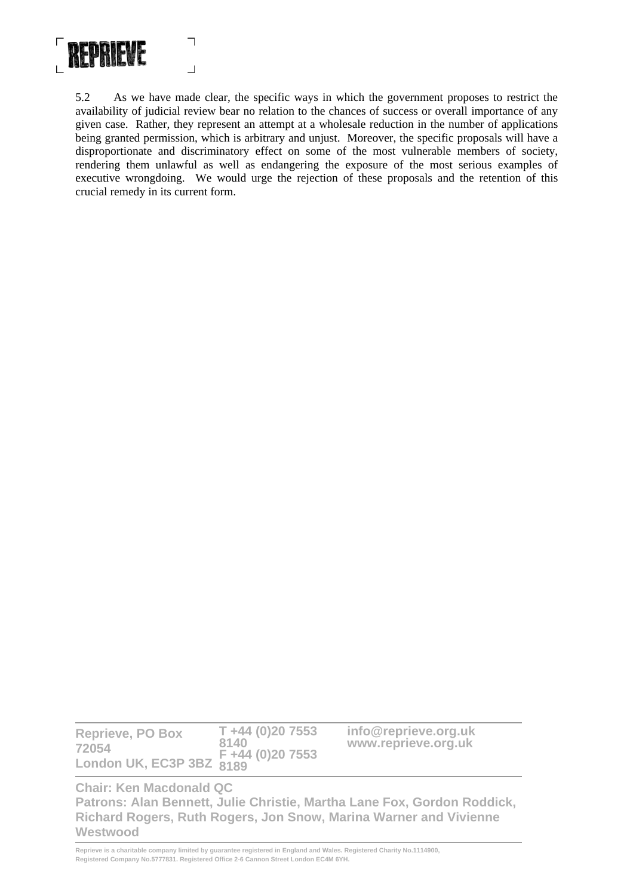5.2 As we have made clear, the specific ways in which the government proposes to restrict the availability of judicial review bear no relation to the chances of success or overall importance of any given case. Rather, they represent an attempt at a wholesale reduction in the number of applications being granted permission, which is arbitrary and unjust. Moreover, the specific proposals will have a disproportionate and discriminatory effect on some of the most vulnerable members of society, rendering them unlawful as well as endangering the exposure of the most serious examples of executive wrongdoing. We would urge the rejection of these proposals and the retention of this crucial remedy in its current form.